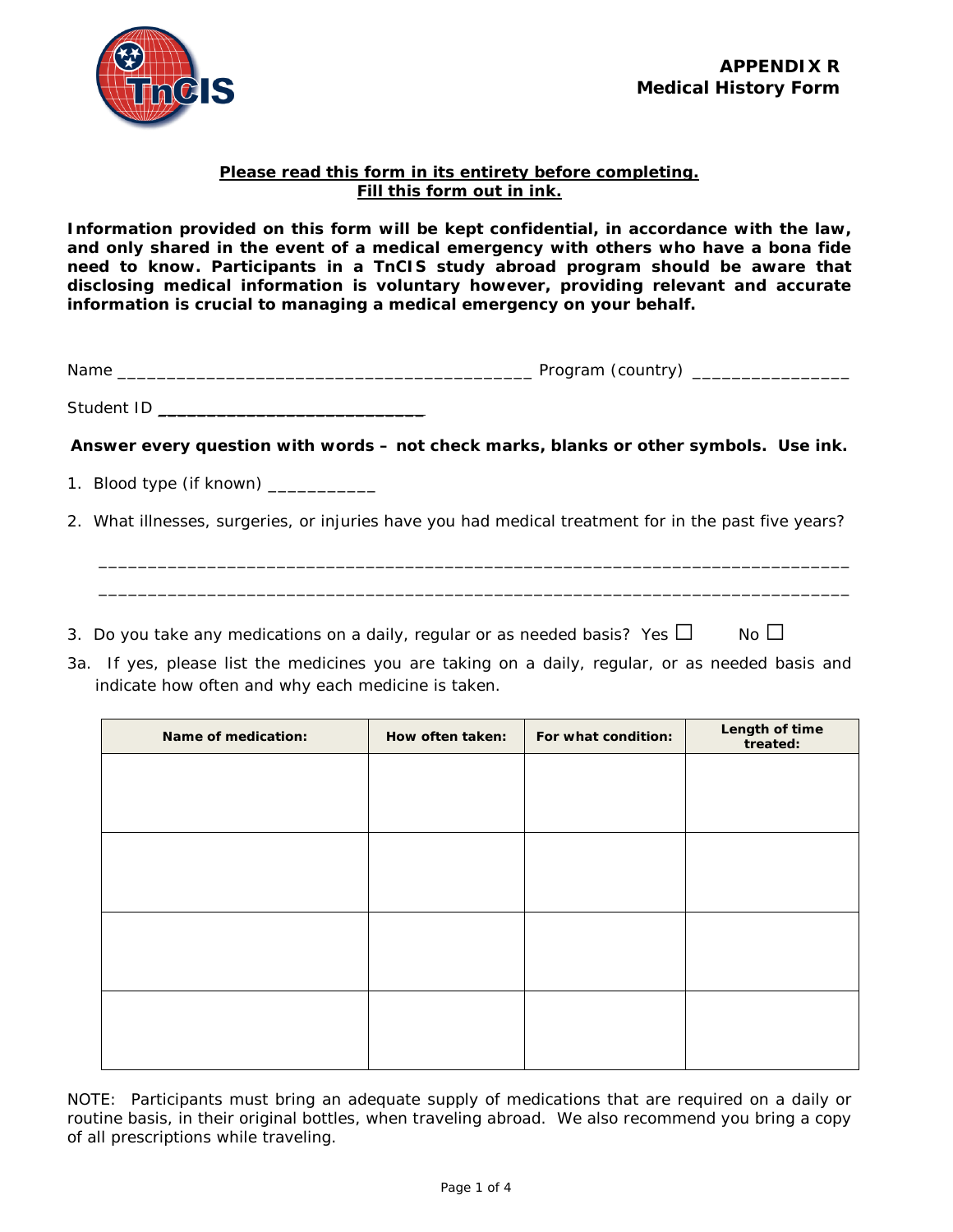**APPENDIX R**
**Medical History Form**

**Please read this form in its entirety before completing.**
**Fill this form out in ink.**

**Information provided on this form will be kept confidential, in accordance with the law, and only shared in the event of a medical emergency with others who have a bona fide need to know. Participants in a TnCIS study abroad program should be aware that disclosing medical information is voluntary however, providing relevant and accurate information is crucial to managing a medical emergency on your behalf.**

Name ________________________________________ Program (country) ________________

Student ID ____________________________

**Answer every question with words – not check marks, blanks or other symbols. Use ink.**

1. Blood type (if known) ___________

2. What illnesses, surgeries, or injuries have you had medical treatment for in the past five years?

   ______________________________________________________________________________

   ______________________________________________________________________________

3. Do you take any medications on a daily, regular or as needed basis? Yes ☐ No ☐

3a. If yes, please list the medicines you are taking on a daily, regular, or as needed basis and indicate how often and why each medicine is taken.

| Name of medication: | How often taken: | For what condition: | Length of time treated: |
|---|---|---|---|
| | | | |
| | | | |
| | | | |
| | | | |

NOTE: Participants must bring an adequate supply of medications that are required on a daily or routine basis, in their original bottles, when traveling abroad. We also recommend you bring a copy of all prescriptions while traveling.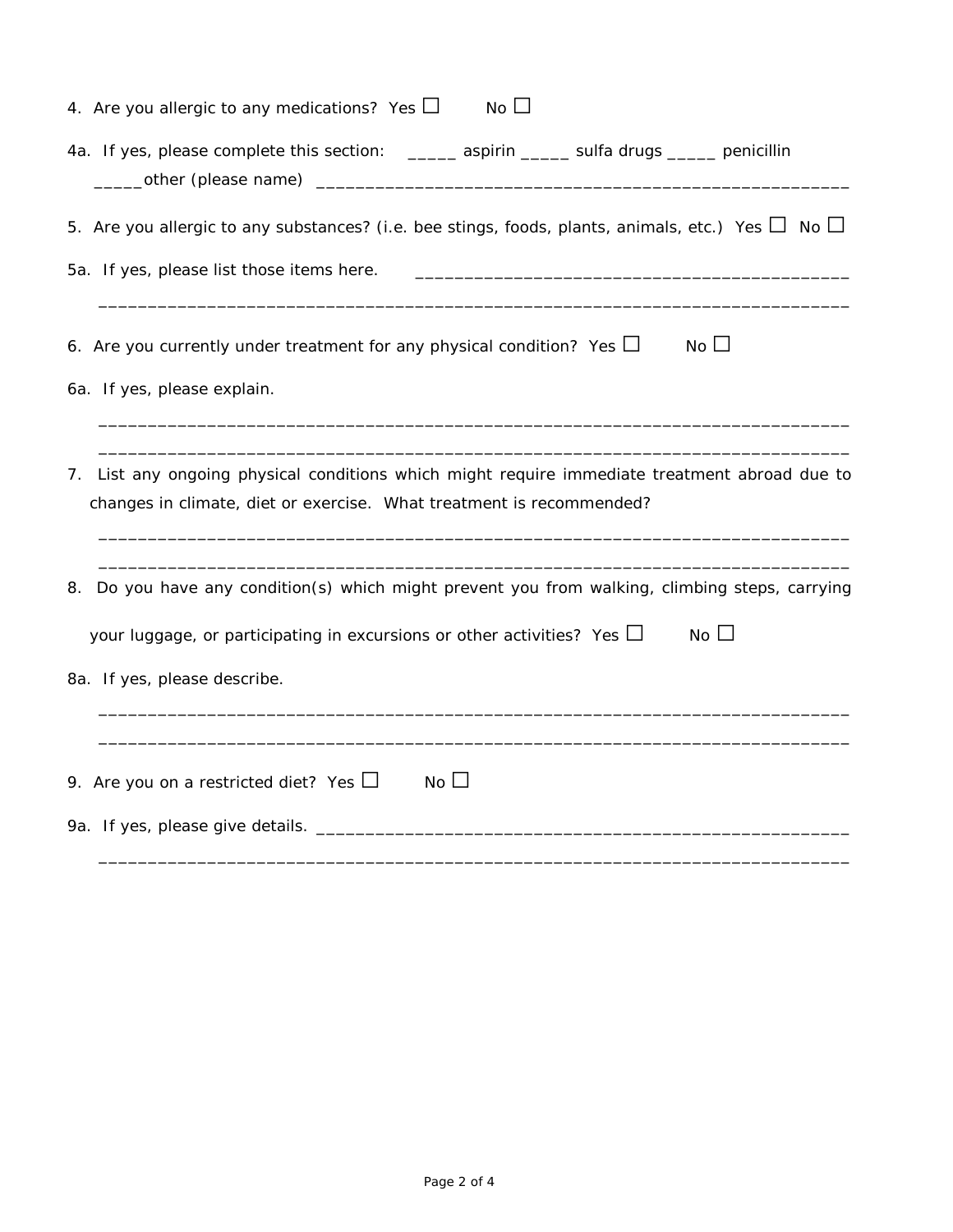4. Are you allergic to any medications? Yes ☐ No ☐

4a. If yes, please complete this section: _____ aspirin _____ sulfa drugs _____ penicillin

_____other (please name) ___________________________________________________________

5. Are you allergic to any substances? (i.e. bee stings, foods, plants, animals, etc.) Yes ☐ No ☐

5a. If yes, please list those items here. ___________________________________________

_______________________________________________________________________________

6. Are you currently under treatment for any physical condition? Yes ☐ No ☐

6a. If yes, please explain.

_______________________________________________________________________________

_______________________________________________________________________________

7. List any ongoing physical conditions which might require immediate treatment abroad due to changes in climate, diet or exercise. What treatment is recommended?

_______________________________________________________________________________

_______________________________________________________________________________

8. Do you have any condition(s) which might prevent you from walking, climbing steps, carrying your luggage, or participating in excursions or other activities? Yes ☐ No ☐

8a. If yes, please describe.

_______________________________________________________________________________

_______________________________________________________________________________

9. Are you on a restricted diet? Yes ☐ No ☐

9a. If yes, please give details. _______________________________________________________

_______________________________________________________________________________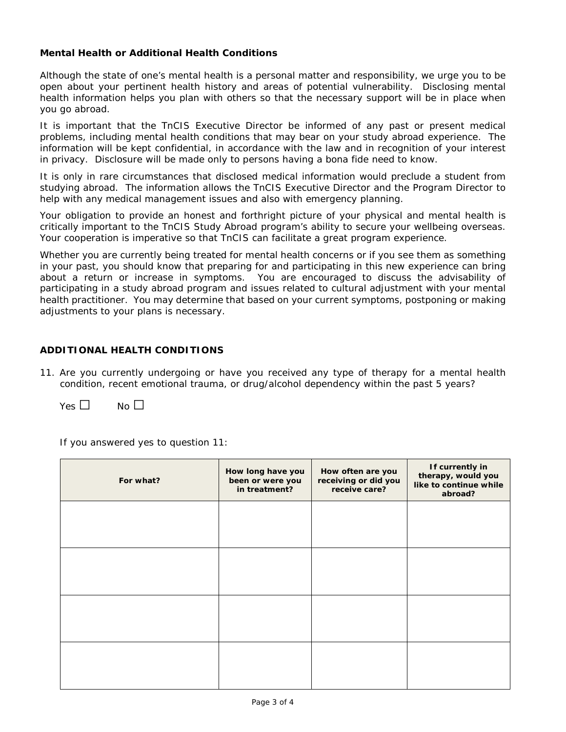**Mental Health or Additional Health Conditions**

Although the state of one's mental health is a personal matter and responsibility, we urge you to be open about your pertinent health history and areas of potential vulnerability. Disclosing mental health information helps you plan with others so that the necessary support will be in place when you go abroad.

It is important that the TnCIS Executive Director be informed of any past or present medical problems, including mental health conditions that may bear on your study abroad experience. The information will be kept confidential, in accordance with the law and in recognition of your interest in privacy. Disclosure will be made only to persons having a bona fide need to know.

It is only in rare circumstances that disclosed medical information would preclude a student from studying abroad. The information allows the TnCIS Executive Director and the Program Director to help with any medical management issues and also with emergency planning.

Your obligation to provide an honest and forthright picture of your physical and mental health is critically important to the TnCIS Study Abroad program's ability to secure your wellbeing overseas. Your cooperation is imperative so that TnCIS can facilitate a great program experience.

Whether you are currently being treated for mental health concerns or if you see them as something in your past, you should know that preparing for and participating in this new experience can bring about a return or increase in symptoms. You are encouraged to discuss the advisability of participating in a study abroad program and issues related to cultural adjustment with your mental health practitioner. You may determine that based on your current symptoms, postponing or making adjustments to your plans is necessary.

**ADDITIONAL HEALTH CONDITIONS**

11. Are you currently undergoing or have you received any type of therapy for a mental health condition, recent emotional trauma, or drug/alcohol dependency within the past 5 years?

    Yes ☐ No ☐

    If you answered yes to question 11:

| For what? | How long have you been or were you in treatment? | How often are you receiving or did you receive care? | If currently in therapy, would you like to continue while abroad? |
|---|---|---|---|
| | | | |
| | | | |
| | | | |
| | | | |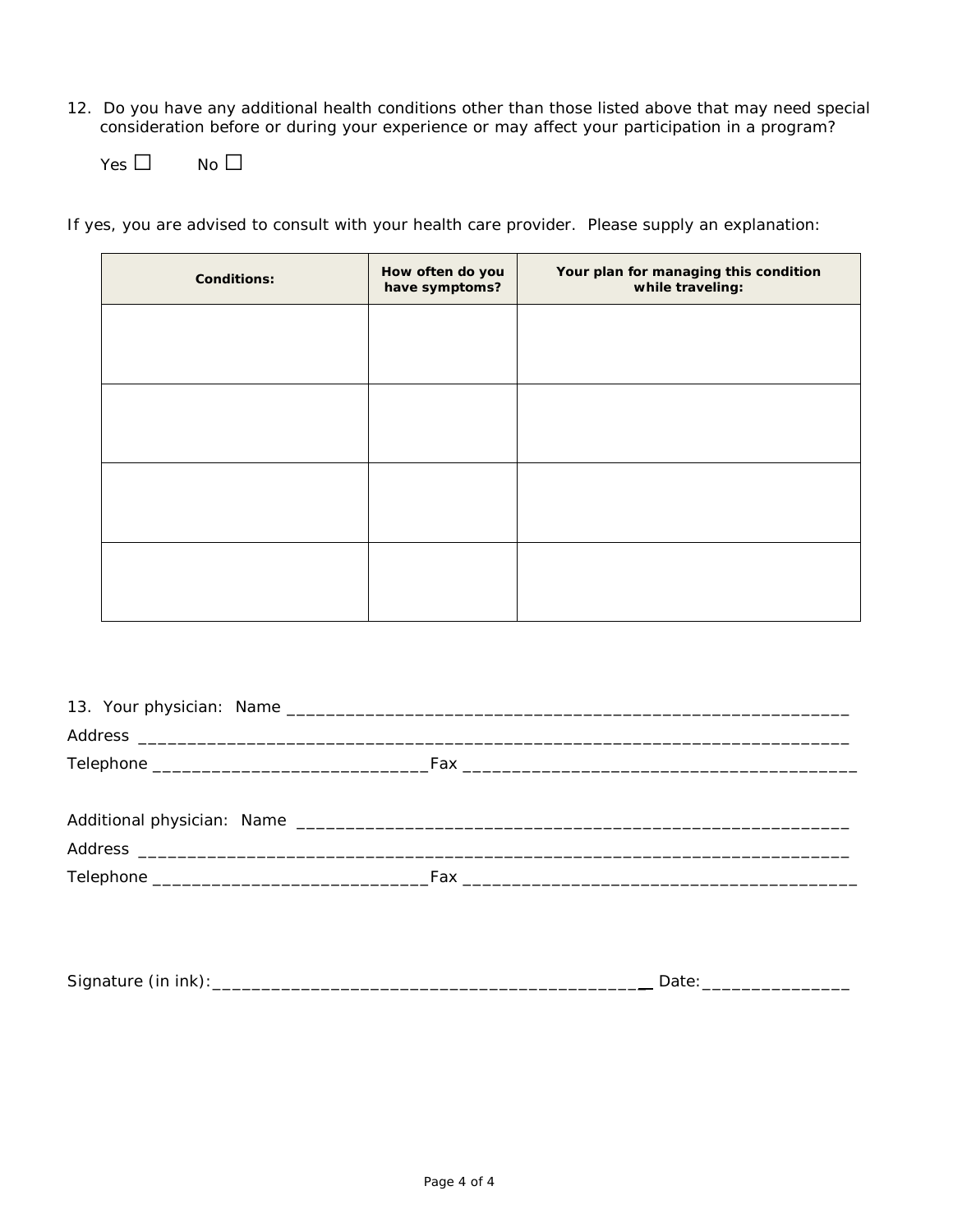12. Do you have any additional health conditions other than those listed above that may need special consideration before or during your experience or may affect your participation in a program?

Yes ☐ No ☐

If yes, you are advised to consult with your health care provider. Please supply an explanation:

| Conditions: | How often do you have symptoms? | Your plan for managing this condition while traveling: |
|---|---|---|
| | | |
| | | |
| | | |
| | | |

13. Your physician: Name ___________________________________________________________

Address ___________________________________________________________________________

Telephone ___________________________Fax ______________________________________

Additional physician: Name ___________________________________________________________

Address ___________________________________________________________________________

Telephone ___________________________Fax ______________________________________

Signature (in ink):____________________________________________ Date:_______________